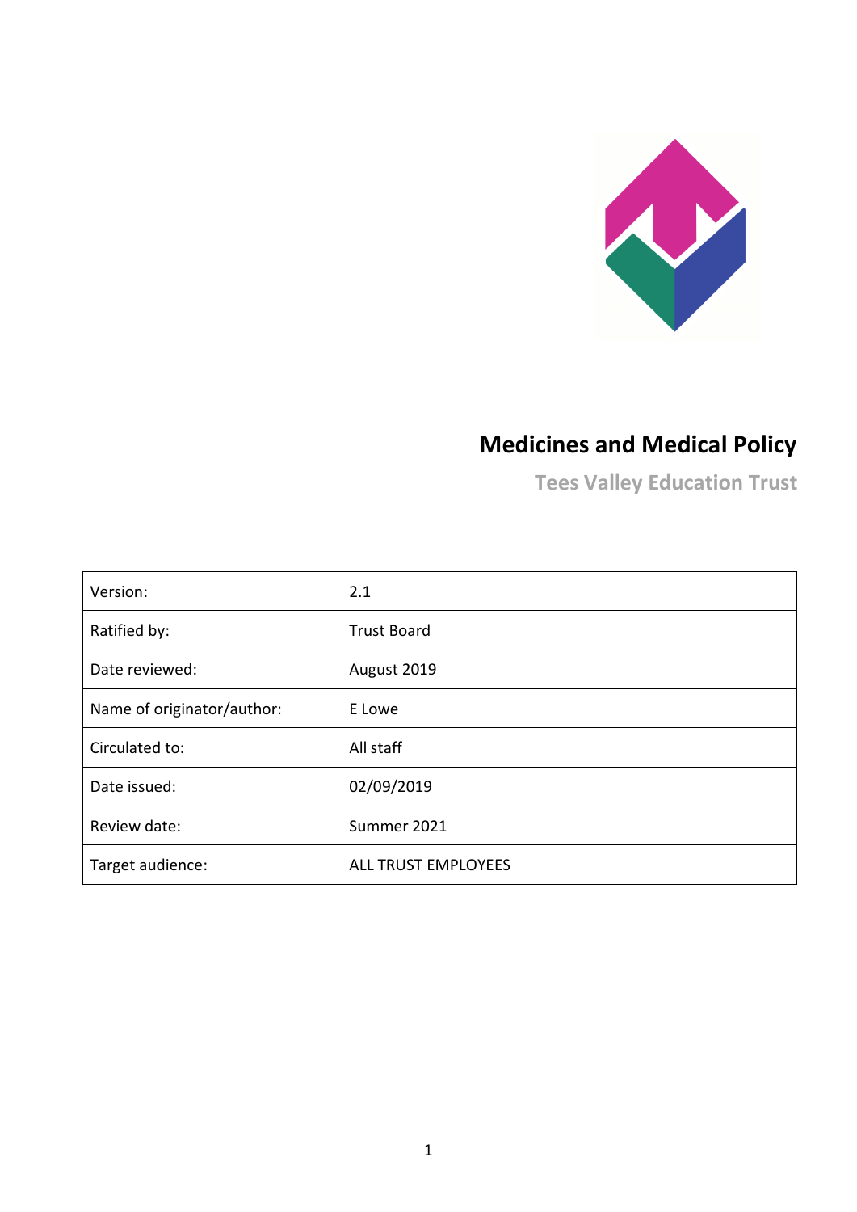# Medicines and Medical Policy

**Tees Valley Education Trust**

| Version: | 2.1 |
|---|---|
| Ratified by: | Trust Board |
| Date reviewed: | August 2019 |
| Name of originator/author: | E Lowe |
| Circulated to: | All staff |
| Date issued: | 02/09/2019 |
| Review date: | Summer 2021 |
| Target audience: | ALL TRUST EMPLOYEES |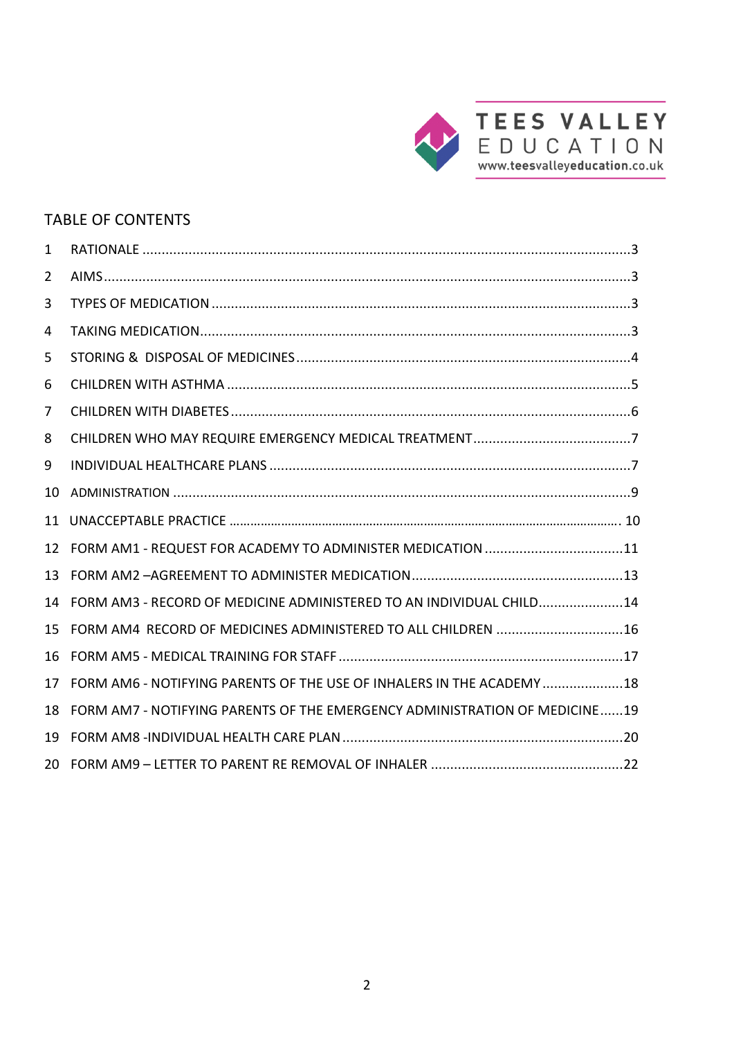TEES VALLEY
EDUCATION
www.teesvalleyeducation.co.uk

## TABLE OF CONTENTS

1 RATIONALE ....................................................................................................................3

2 AIMS.............................................................................................................................3

3 TYPES OF MEDICATION ..................................................................................................3

4 TAKING MEDICATION......................................................................................................3

5 STORING & DISPOSAL OF MEDICINES..............................................................................4

6 CHILDREN WITH ASTHMA ...............................................................................................5

7 CHILDREN WITH DIABETES...............................................................................................6

8 CHILDREN WHO MAY REQUIRE EMERGENCY MEDICAL TREATMENT.....................................7

9 INDIVIDUAL HEALTHCARE PLANS .....................................................................................7

10 ADMINISTRATION ...........................................................................................................9

11 UNACCEPTABLE PRACTICE ............................................................................................. 10

12 FORM AM1 - REQUEST FOR ACADEMY TO ADMINISTER MEDICATION ................................11

13 FORM AM2 –AGREEMENT TO ADMINISTER MEDICATION...................................................13

14 FORM AM3 - RECORD OF MEDICINE ADMINISTERED TO AN INDIVIDUAL CHILD......................14

15 FORM AM4 RECORD OF MEDICINES ADMINISTERED TO ALL CHILDREN ...............................16

16 FORM AM5 - MEDICAL TRAINING FOR STAFF .....................................................................17

17 FORM AM6 - NOTIFYING PARENTS OF THE USE OF INHALERS IN THE ACADEMY .....................18

18 FORM AM7 - NOTIFYING PARENTS OF THE EMERGENCY ADMINISTRATION OF MEDICINE......19

19 FORM AM8 -INDIVIDUAL HEALTH CARE PLAN .....................................................................20

20 FORM AM9 – LETTER TO PARENT RE REMOVAL OF INHALER ................................................22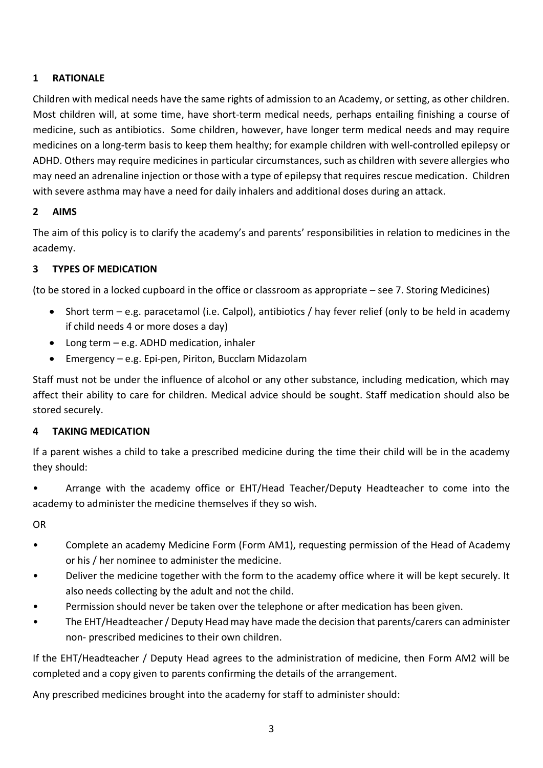## 1 RATIONALE

Children with medical needs have the same rights of admission to an Academy, or setting, as other children. Most children will, at some time, have short-term medical needs, perhaps entailing finishing a course of medicine, such as antibiotics. Some children, however, have longer term medical needs and may require medicines on a long-term basis to keep them healthy; for example children with well-controlled epilepsy or ADHD. Others may require medicines in particular circumstances, such as children with severe allergies who may need an adrenaline injection or those with a type of epilepsy that requires rescue medication. Children with severe asthma may have a need for daily inhalers and additional doses during an attack.

## 2 AIMS

The aim of this policy is to clarify the academy's and parents' responsibilities in relation to medicines in the academy.

## 3 TYPES OF MEDICATION

(to be stored in a locked cupboard in the office or classroom as appropriate – see 7. Storing Medicines)

- Short term – e.g. paracetamol (i.e. Calpol), antibiotics / hay fever relief (only to be held in academy if child needs 4 or more doses a day)
- Long term – e.g. ADHD medication, inhaler
- Emergency – e.g. Epi-pen, Piriton, Bucclam Midazolam

Staff must not be under the influence of alcohol or any other substance, including medication, which may affect their ability to care for children. Medical advice should be sought. Staff medication should also be stored securely.

## 4 TAKING MEDICATION

If a parent wishes a child to take a prescribed medicine during the time their child will be in the academy they should:

- Arrange with the academy office or EHT/Head Teacher/Deputy Headteacher to come into the academy to administer the medicine themselves if they so wish.

OR

- Complete an academy Medicine Form (Form AM1), requesting permission of the Head of Academy or his / her nominee to administer the medicine.
- Deliver the medicine together with the form to the academy office where it will be kept securely. It also needs collecting by the adult and not the child.
- Permission should never be taken over the telephone or after medication has been given.
- The EHT/Headteacher / Deputy Head may have made the decision that parents/carers can administer non- prescribed medicines to their own children.

If the EHT/Headteacher / Deputy Head agrees to the administration of medicine, then Form AM2 will be completed and a copy given to parents confirming the details of the arrangement.

Any prescribed medicines brought into the academy for staff to administer should: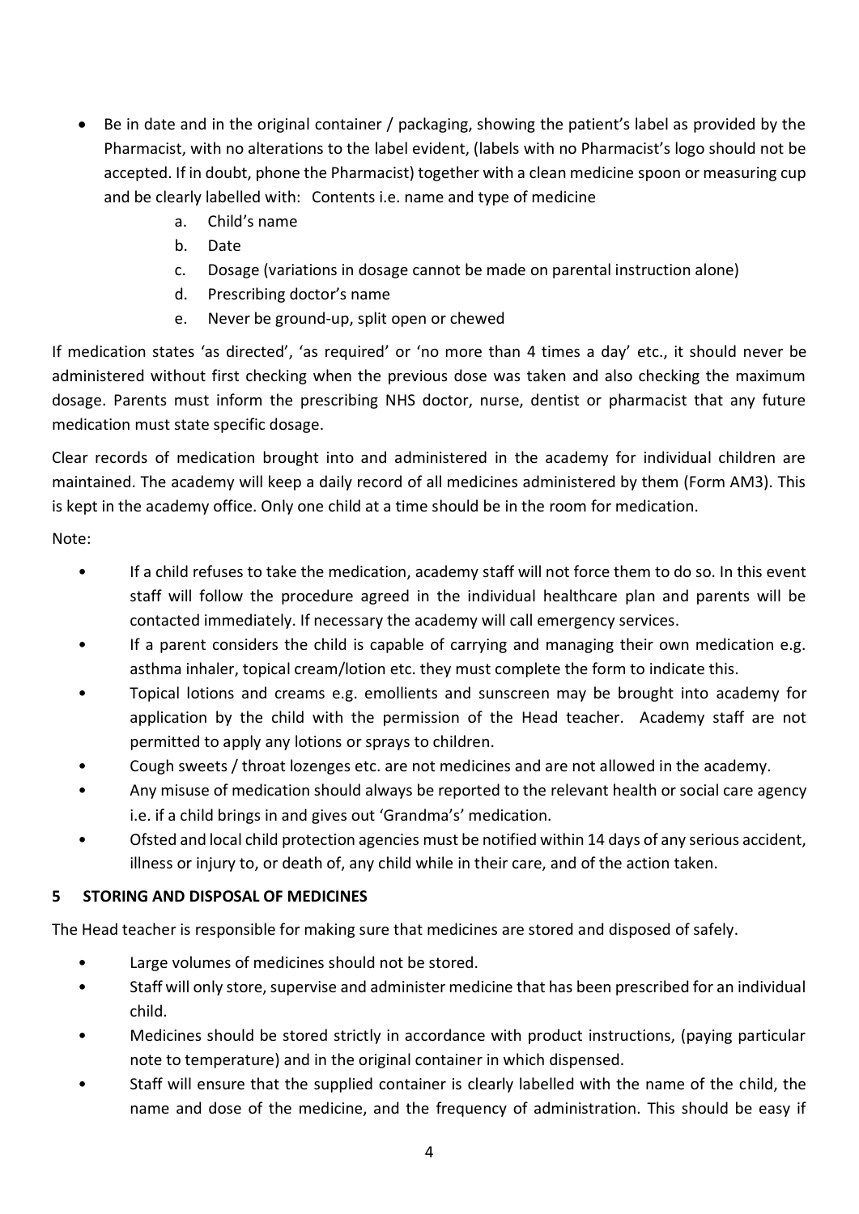- Be in date and in the original container / packaging, showing the patient's label as provided by the Pharmacist, with no alterations to the label evident, (labels with no Pharmacist's logo should not be accepted. If in doubt, phone the Pharmacist) together with a clean medicine spoon or measuring cup and be clearly labelled with: Contents i.e. name and type of medicine
    a. Child's name
    b. Date
    c. Dosage (variations in dosage cannot be made on parental instruction alone)
    d. Prescribing doctor's name
    e. Never be ground-up, split open or chewed

If medication states 'as directed', 'as required' or 'no more than 4 times a day' etc., it should never be administered without first checking when the previous dose was taken and also checking the maximum dosage. Parents must inform the prescribing NHS doctor, nurse, dentist or pharmacist that any future medication must state specific dosage.

Clear records of medication brought into and administered in the academy for individual children are maintained. The academy will keep a daily record of all medicines administered by them (Form AM3). This is kept in the academy office. Only one child at a time should be in the room for medication.

Note:

- If a child refuses to take the medication, academy staff will not force them to do so. In this event staff will follow the procedure agreed in the individual healthcare plan and parents will be contacted immediately. If necessary the academy will call emergency services.
- If a parent considers the child is capable of carrying and managing their own medication e.g. asthma inhaler, topical cream/lotion etc. they must complete the form to indicate this.
- Topical lotions and creams e.g. emollients and sunscreen may be brought into academy for application by the child with the permission of the Head teacher. Academy staff are not permitted to apply any lotions or sprays to children.
- Cough sweets / throat lozenges etc. are not medicines and are not allowed in the academy.
- Any misuse of medication should always be reported to the relevant health or social care agency i.e. if a child brings in and gives out 'Grandma's' medication.
- Ofsted and local child protection agencies must be notified within 14 days of any serious accident, illness or injury to, or death of, any child while in their care, and of the action taken.

## 5 STORING AND DISPOSAL OF MEDICINES

The Head teacher is responsible for making sure that medicines are stored and disposed of safely.

- Large volumes of medicines should not be stored.
- Staff will only store, supervise and administer medicine that has been prescribed for an individual child.
- Medicines should be stored strictly in accordance with product instructions, (paying particular note to temperature) and in the original container in which dispensed.
- Staff will ensure that the supplied container is clearly labelled with the name of the child, the name and dose of the medicine, and the frequency of administration. This should be easy if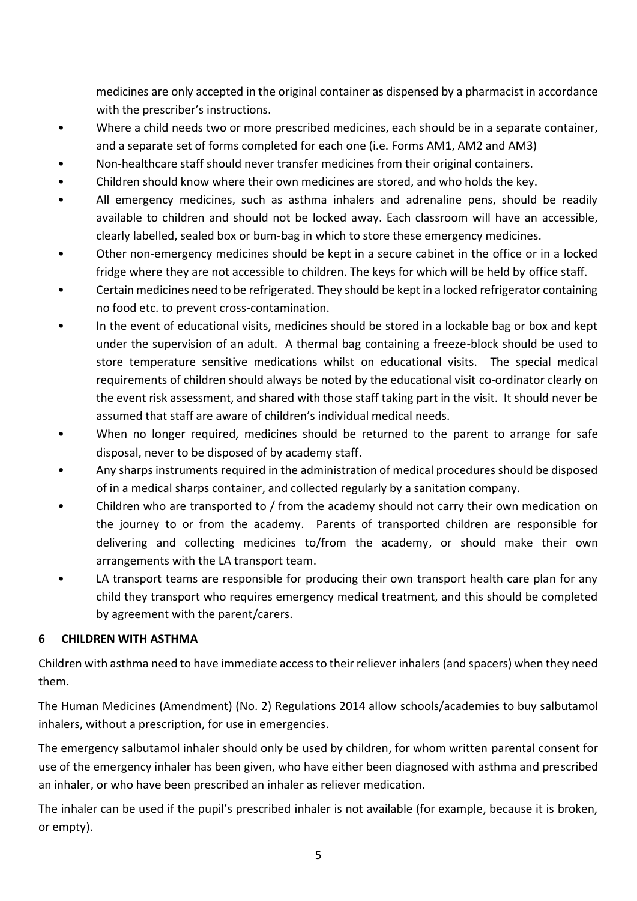medicines are only accepted in the original container as dispensed by a pharmacist in accordance with the prescriber's instructions.

- Where a child needs two or more prescribed medicines, each should be in a separate container, and a separate set of forms completed for each one (i.e. Forms AM1, AM2 and AM3)
- Non-healthcare staff should never transfer medicines from their original containers.
- Children should know where their own medicines are stored, and who holds the key.
- All emergency medicines, such as asthma inhalers and adrenaline pens, should be readily available to children and should not be locked away. Each classroom will have an accessible, clearly labelled, sealed box or bum-bag in which to store these emergency medicines.
- Other non-emergency medicines should be kept in a secure cabinet in the office or in a locked fridge where they are not accessible to children. The keys for which will be held by office staff.
- Certain medicines need to be refrigerated. They should be kept in a locked refrigerator containing no food etc. to prevent cross-contamination.
- In the event of educational visits, medicines should be stored in a lockable bag or box and kept under the supervision of an adult. A thermal bag containing a freeze-block should be used to store temperature sensitive medications whilst on educational visits. The special medical requirements of children should always be noted by the educational visit co-ordinator clearly on the event risk assessment, and shared with those staff taking part in the visit. It should never be assumed that staff are aware of children's individual medical needs.
- When no longer required, medicines should be returned to the parent to arrange for safe disposal, never to be disposed of by academy staff.
- Any sharps instruments required in the administration of medical procedures should be disposed of in a medical sharps container, and collected regularly by a sanitation company.
- Children who are transported to / from the academy should not carry their own medication on the journey to or from the academy. Parents of transported children are responsible for delivering and collecting medicines to/from the academy, or should make their own arrangements with the LA transport team.
- LA transport teams are responsible for producing their own transport health care plan for any child they transport who requires emergency medical treatment, and this should be completed by agreement with the parent/carers.

## 6 CHILDREN WITH ASTHMA

Children with asthma need to have immediate access to their reliever inhalers (and spacers) when they need them.

The Human Medicines (Amendment) (No. 2) Regulations 2014 allow schools/academies to buy salbutamol inhalers, without a prescription, for use in emergencies.

The emergency salbutamol inhaler should only be used by children, for whom written parental consent for use of the emergency inhaler has been given, who have either been diagnosed with asthma and prescribed an inhaler, or who have been prescribed an inhaler as reliever medication.

The inhaler can be used if the pupil's prescribed inhaler is not available (for example, because it is broken, or empty).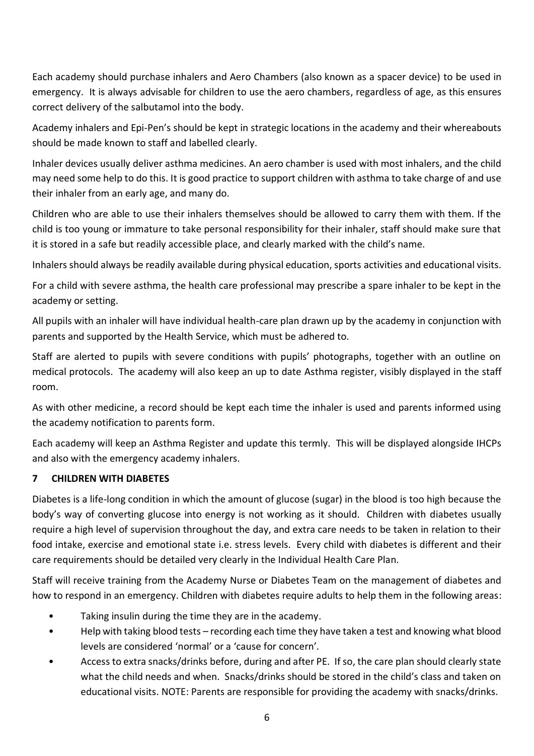Each academy should purchase inhalers and Aero Chambers (also known as a spacer device) to be used in emergency. It is always advisable for children to use the aero chambers, regardless of age, as this ensures correct delivery of the salbutamol into the body.

Academy inhalers and Epi-Pen's should be kept in strategic locations in the academy and their whereabouts should be made known to staff and labelled clearly.

Inhaler devices usually deliver asthma medicines. An aero chamber is used with most inhalers, and the child may need some help to do this. It is good practice to support children with asthma to take charge of and use their inhaler from an early age, and many do.

Children who are able to use their inhalers themselves should be allowed to carry them with them. If the child is too young or immature to take personal responsibility for their inhaler, staff should make sure that it is stored in a safe but readily accessible place, and clearly marked with the child's name.

Inhalers should always be readily available during physical education, sports activities and educational visits.

For a child with severe asthma, the health care professional may prescribe a spare inhaler to be kept in the academy or setting.

All pupils with an inhaler will have individual health-care plan drawn up by the academy in conjunction with parents and supported by the Health Service, which must be adhered to.

Staff are alerted to pupils with severe conditions with pupils' photographs, together with an outline on medical protocols. The academy will also keep an up to date Asthma register, visibly displayed in the staff room.

As with other medicine, a record should be kept each time the inhaler is used and parents informed using the academy notification to parents form.

Each academy will keep an Asthma Register and update this termly. This will be displayed alongside IHCPs and also with the emergency academy inhalers.

## 7 CHILDREN WITH DIABETES

Diabetes is a life-long condition in which the amount of glucose (sugar) in the blood is too high because the body's way of converting glucose into energy is not working as it should. Children with diabetes usually require a high level of supervision throughout the day, and extra care needs to be taken in relation to their food intake, exercise and emotional state i.e. stress levels. Every child with diabetes is different and their care requirements should be detailed very clearly in the Individual Health Care Plan.

Staff will receive training from the Academy Nurse or Diabetes Team on the management of diabetes and how to respond in an emergency. Children with diabetes require adults to help them in the following areas:

- Taking insulin during the time they are in the academy.
- Help with taking blood tests – recording each time they have taken a test and knowing what blood levels are considered 'normal' or a 'cause for concern'.
- Access to extra snacks/drinks before, during and after PE. If so, the care plan should clearly state what the child needs and when. Snacks/drinks should be stored in the child's class and taken on educational visits. NOTE: Parents are responsible for providing the academy with snacks/drinks.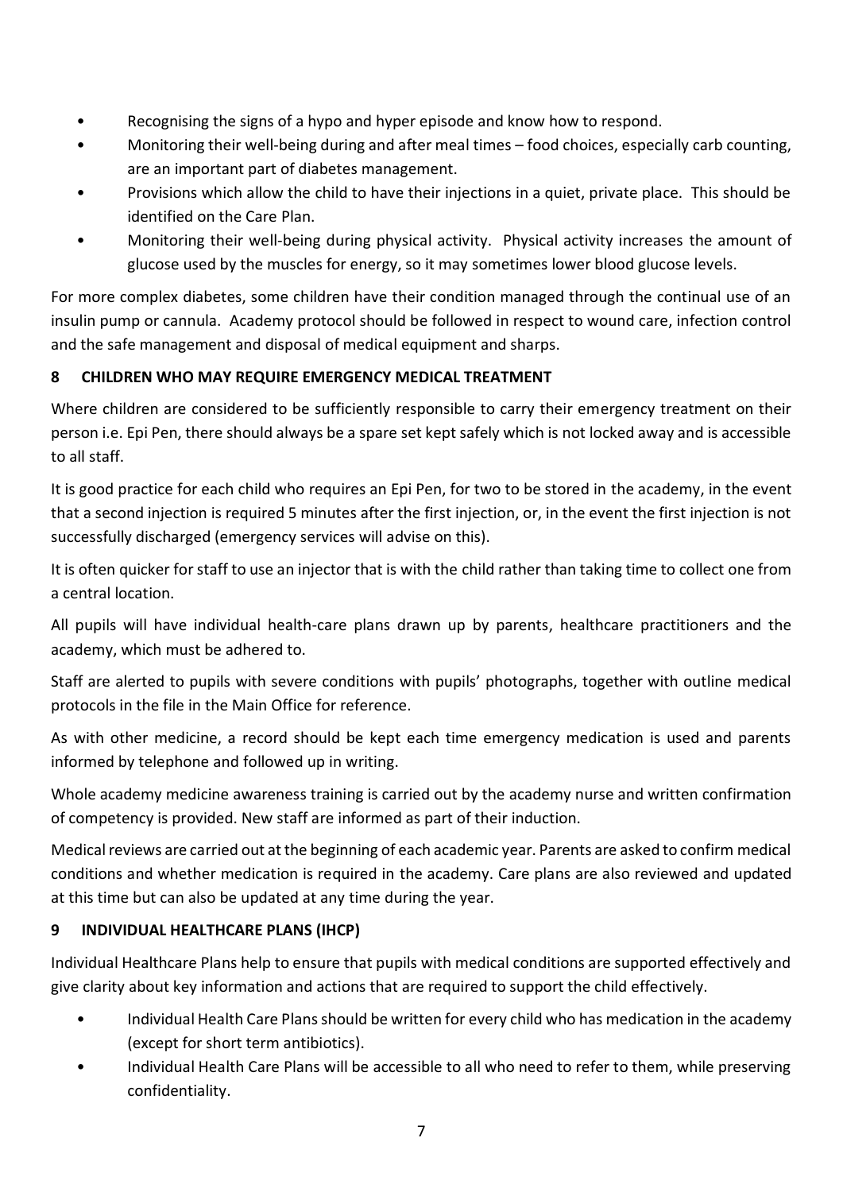- Recognising the signs of a hypo and hyper episode and know how to respond.
- Monitoring their well-being during and after meal times – food choices, especially carb counting, are an important part of diabetes management.
- Provisions which allow the child to have their injections in a quiet, private place. This should be identified on the Care Plan.
- Monitoring their well-being during physical activity. Physical activity increases the amount of glucose used by the muscles for energy, so it may sometimes lower blood glucose levels.

For more complex diabetes, some children have their condition managed through the continual use of an insulin pump or cannula. Academy protocol should be followed in respect to wound care, infection control and the safe management and disposal of medical equipment and sharps.

## 8 CHILDREN WHO MAY REQUIRE EMERGENCY MEDICAL TREATMENT

Where children are considered to be sufficiently responsible to carry their emergency treatment on their person i.e. Epi Pen, there should always be a spare set kept safely which is not locked away and is accessible to all staff.

It is good practice for each child who requires an Epi Pen, for two to be stored in the academy, in the event that a second injection is required 5 minutes after the first injection, or, in the event the first injection is not successfully discharged (emergency services will advise on this).

It is often quicker for staff to use an injector that is with the child rather than taking time to collect one from a central location.

All pupils will have individual health-care plans drawn up by parents, healthcare practitioners and the academy, which must be adhered to.

Staff are alerted to pupils with severe conditions with pupils' photographs, together with outline medical protocols in the file in the Main Office for reference.

As with other medicine, a record should be kept each time emergency medication is used and parents informed by telephone and followed up in writing.

Whole academy medicine awareness training is carried out by the academy nurse and written confirmation of competency is provided. New staff are informed as part of their induction.

Medical reviews are carried out at the beginning of each academic year. Parents are asked to confirm medical conditions and whether medication is required in the academy. Care plans are also reviewed and updated at this time but can also be updated at any time during the year.

## 9 INDIVIDUAL HEALTHCARE PLANS (IHCP)

Individual Healthcare Plans help to ensure that pupils with medical conditions are supported effectively and give clarity about key information and actions that are required to support the child effectively.

- Individual Health Care Plans should be written for every child who has medication in the academy (except for short term antibiotics).
- Individual Health Care Plans will be accessible to all who need to refer to them, while preserving confidentiality.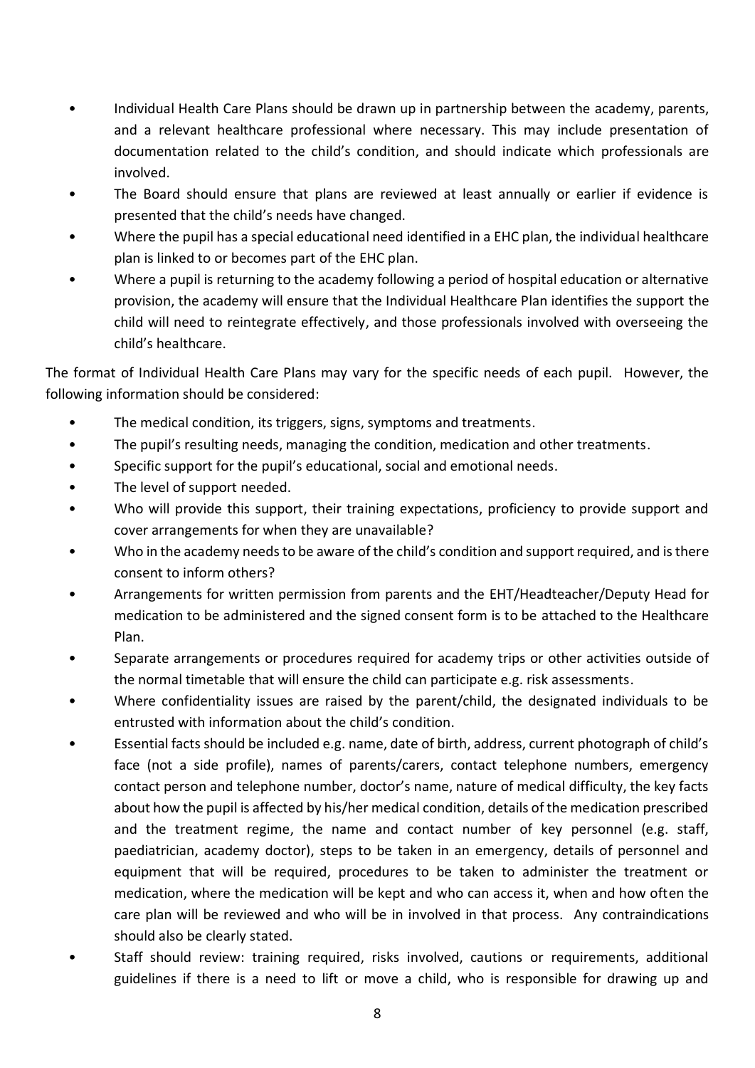- Individual Health Care Plans should be drawn up in partnership between the academy, parents, and a relevant healthcare professional where necessary. This may include presentation of documentation related to the child's condition, and should indicate which professionals are involved.
- The Board should ensure that plans are reviewed at least annually or earlier if evidence is presented that the child's needs have changed.
- Where the pupil has a special educational need identified in a EHC plan, the individual healthcare plan is linked to or becomes part of the EHC plan.
- Where a pupil is returning to the academy following a period of hospital education or alternative provision, the academy will ensure that the Individual Healthcare Plan identifies the support the child will need to reintegrate effectively, and those professionals involved with overseeing the child's healthcare.

The format of Individual Health Care Plans may vary for the specific needs of each pupil. However, the following information should be considered:

- The medical condition, its triggers, signs, symptoms and treatments.
- The pupil's resulting needs, managing the condition, medication and other treatments.
- Specific support for the pupil's educational, social and emotional needs.
- The level of support needed.
- Who will provide this support, their training expectations, proficiency to provide support and cover arrangements for when they are unavailable?
- Who in the academy needs to be aware of the child's condition and support required, and is there consent to inform others?
- Arrangements for written permission from parents and the EHT/Headteacher/Deputy Head for medication to be administered and the signed consent form is to be attached to the Healthcare Plan.
- Separate arrangements or procedures required for academy trips or other activities outside of the normal timetable that will ensure the child can participate e.g. risk assessments.
- Where confidentiality issues are raised by the parent/child, the designated individuals to be entrusted with information about the child's condition.
- Essential facts should be included e.g. name, date of birth, address, current photograph of child's face (not a side profile), names of parents/carers, contact telephone numbers, emergency contact person and telephone number, doctor's name, nature of medical difficulty, the key facts about how the pupil is affected by his/her medical condition, details of the medication prescribed and the treatment regime, the name and contact number of key personnel (e.g. staff, paediatrician, academy doctor), steps to be taken in an emergency, details of personnel and equipment that will be required, procedures to be taken to administer the treatment or medication, where the medication will be kept and who can access it, when and how often the care plan will be reviewed and who will be in involved in that process. Any contraindications should also be clearly stated.
- Staff should review: training required, risks involved, cautions or requirements, additional guidelines if there is a need to lift or move a child, who is responsible for drawing up and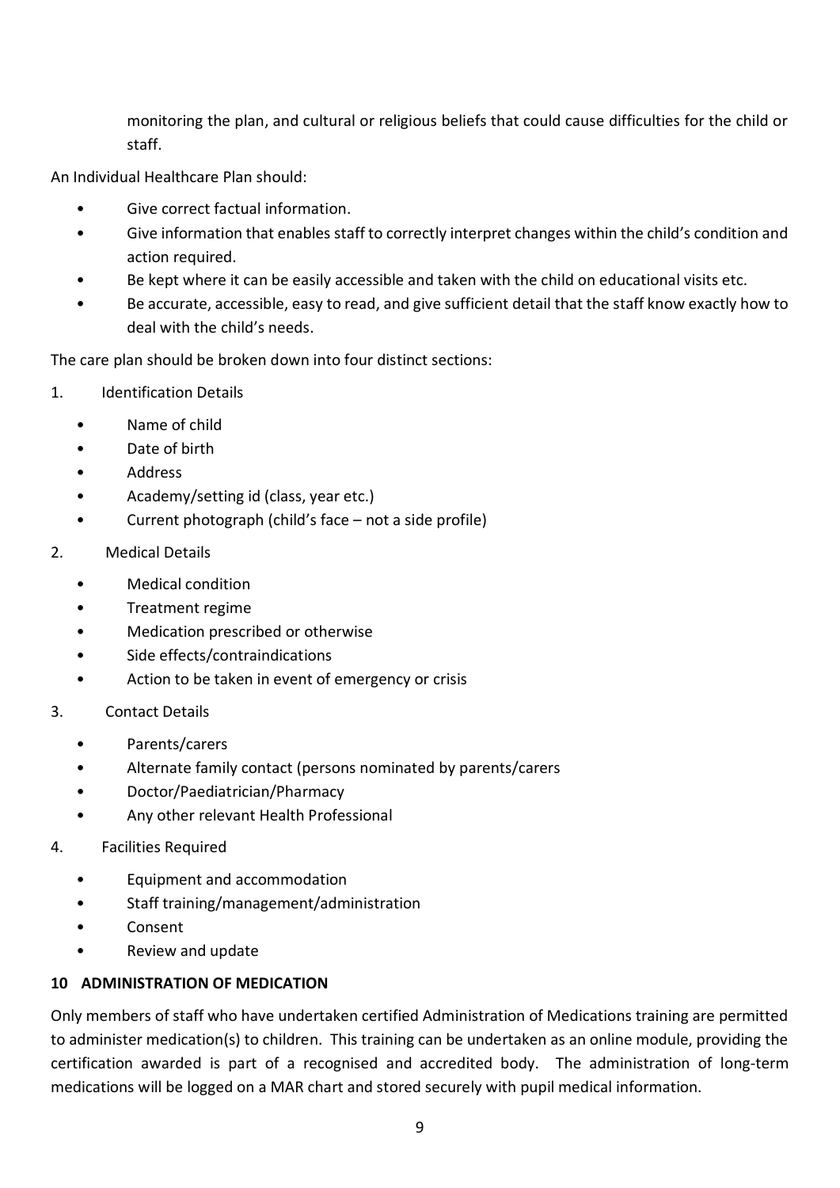monitoring the plan, and cultural or religious beliefs that could cause difficulties for the child or staff.

An Individual Healthcare Plan should:

- Give correct factual information.
- Give information that enables staff to correctly interpret changes within the child's condition and action required.
- Be kept where it can be easily accessible and taken with the child on educational visits etc.
- Be accurate, accessible, easy to read, and give sufficient detail that the staff know exactly how to deal with the child's needs.

The care plan should be broken down into four distinct sections:

1. Identification Details
    - Name of child
    - Date of birth
    - Address
    - Academy/setting id (class, year etc.)
    - Current photograph (child's face – not a side profile)
2. Medical Details
    - Medical condition
    - Treatment regime
    - Medication prescribed or otherwise
    - Side effects/contraindications
    - Action to be taken in event of emergency or crisis
3. Contact Details
    - Parents/carers
    - Alternate family contact (persons nominated by parents/carers
    - Doctor/Paediatrician/Pharmacy
    - Any other relevant Health Professional
4. Facilities Required
    - Equipment and accommodation
    - Staff training/management/administration
    - Consent
    - Review and update

## 10 ADMINISTRATION OF MEDICATION

Only members of staff who have undertaken certified Administration of Medications training are permitted to administer medication(s) to children. This training can be undertaken as an online module, providing the certification awarded is part of a recognised and accredited body. The administration of long-term medications will be logged on a MAR chart and stored securely with pupil medical information.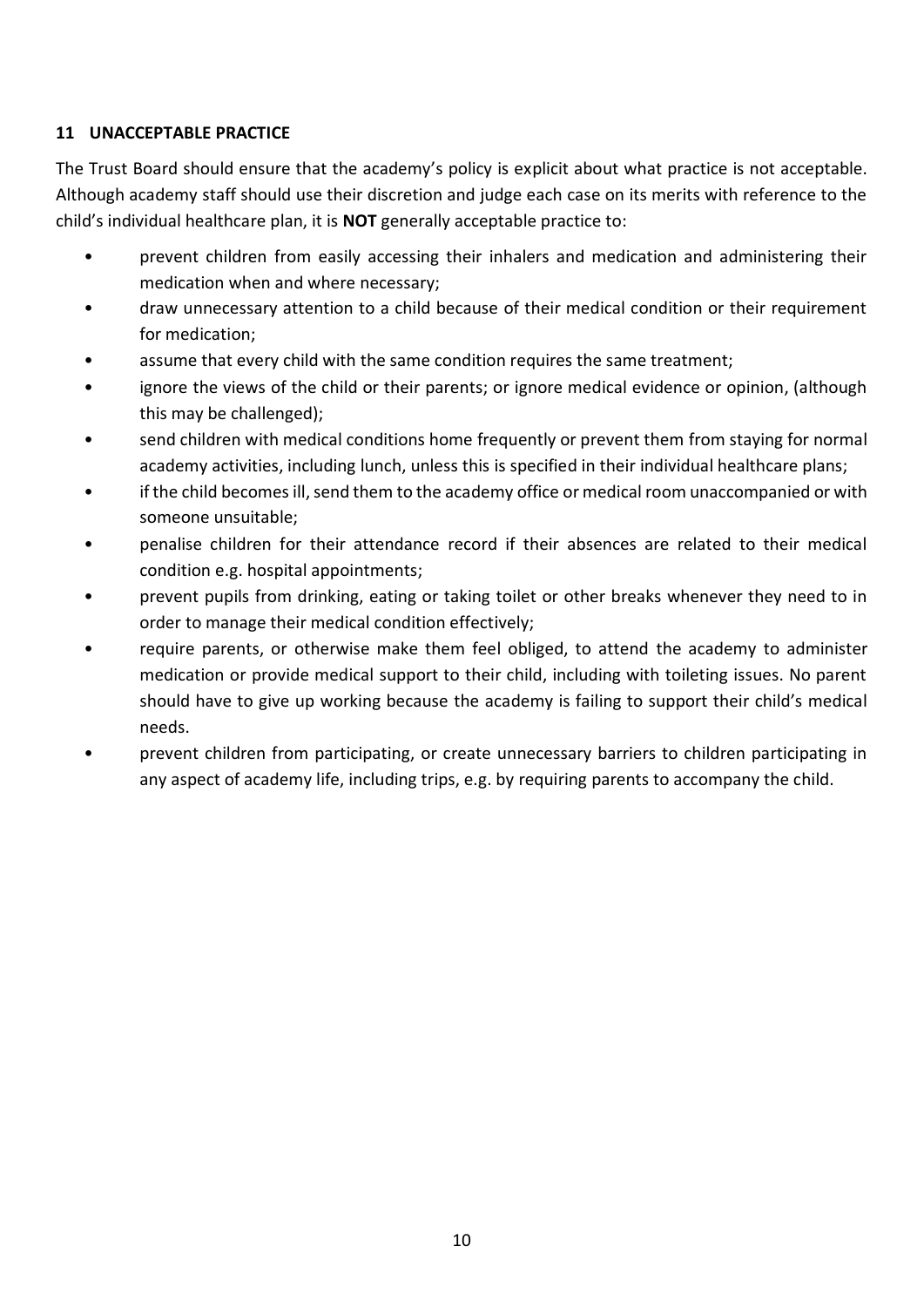## 11 UNACCEPTABLE PRACTICE

The Trust Board should ensure that the academy's policy is explicit about what practice is not acceptable. Although academy staff should use their discretion and judge each case on its merits with reference to the child's individual healthcare plan, it is **NOT** generally acceptable practice to:

- prevent children from easily accessing their inhalers and medication and administering their medication when and where necessary;
- draw unnecessary attention to a child because of their medical condition or their requirement for medication;
- assume that every child with the same condition requires the same treatment;
- ignore the views of the child or their parents; or ignore medical evidence or opinion, (although this may be challenged);
- send children with medical conditions home frequently or prevent them from staying for normal academy activities, including lunch, unless this is specified in their individual healthcare plans;
- if the child becomes ill, send them to the academy office or medical room unaccompanied or with someone unsuitable;
- penalise children for their attendance record if their absences are related to their medical condition e.g. hospital appointments;
- prevent pupils from drinking, eating or taking toilet or other breaks whenever they need to in order to manage their medical condition effectively;
- require parents, or otherwise make them feel obliged, to attend the academy to administer medication or provide medical support to their child, including with toileting issues. No parent should have to give up working because the academy is failing to support their child's medical needs.
- prevent children from participating, or create unnecessary barriers to children participating in any aspect of academy life, including trips, e.g. by requiring parents to accompany the child.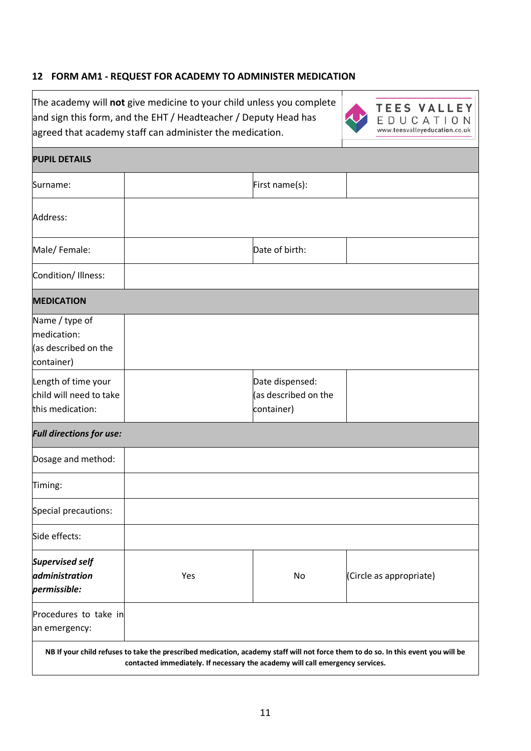## 12 FORM AM1 - REQUEST FOR ACADEMY TO ADMINISTER MEDICATION

The academy will **not** give medicine to your child unless you complete and sign this form, and the EHT / Headteacher / Deputy Head has agreed that academy staff can administer the medication.

TEES VALLEY EDUCATION
www.teesvalleyeducation.co.uk

| **PUPIL DETAILS** | | | |
|---|---|---|---|
| Surname: | | First name(s): | |
| Address: | | | |
| Male/ Female: | | Date of birth: | |
| Condition/ Illness: | | | |
| **MEDICATION** | | | |
| Name / type of medication: (as described on the container) | | | |
| Length of time your child will need to take this medication: | | Date dispensed: (as described on the container) | |
| ***Full directions for use:*** | | | |
| Dosage and method: | | | |
| Timing: | | | |
| Special precautions: | | | |
| Side effects: | | | |
| ***Supervised self administration permissible:*** | Yes | No | (Circle as appropriate) |
| Procedures to take in an emergency: | | | |

**NB If your child refuses to take the prescribed medication, academy staff will not force them to do so. In this event you will be contacted immediately. If necessary the academy will call emergency services.**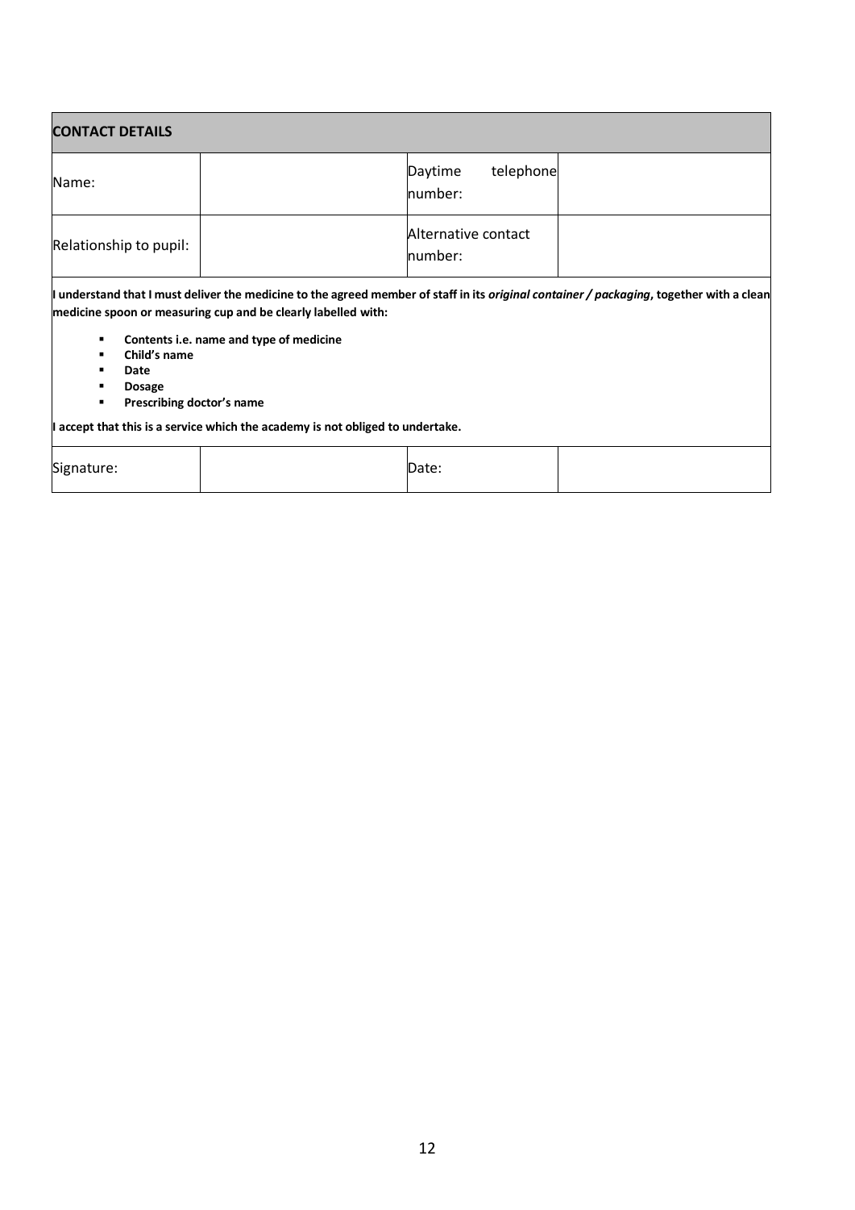| **CONTACT DETAILS** | | | |
|---|---|---|---|
| Name: | | Daytime telephone number: | |
| Relationship to pupil: | | Alternative contact number: | |

**I understand that I must deliver the medicine to the agreed member of staff in its *original container / packaging*, together with a clean medicine spoon or measuring cup and be clearly labelled with:**

- **Contents i.e. name and type of medicine**
- **Child's name**
- **Date**
- **Dosage**
- **Prescribing doctor's name**

**I accept that this is a service which the academy is not obliged to undertake.**

| Signature: | | Date: | |
|---|---|---|---|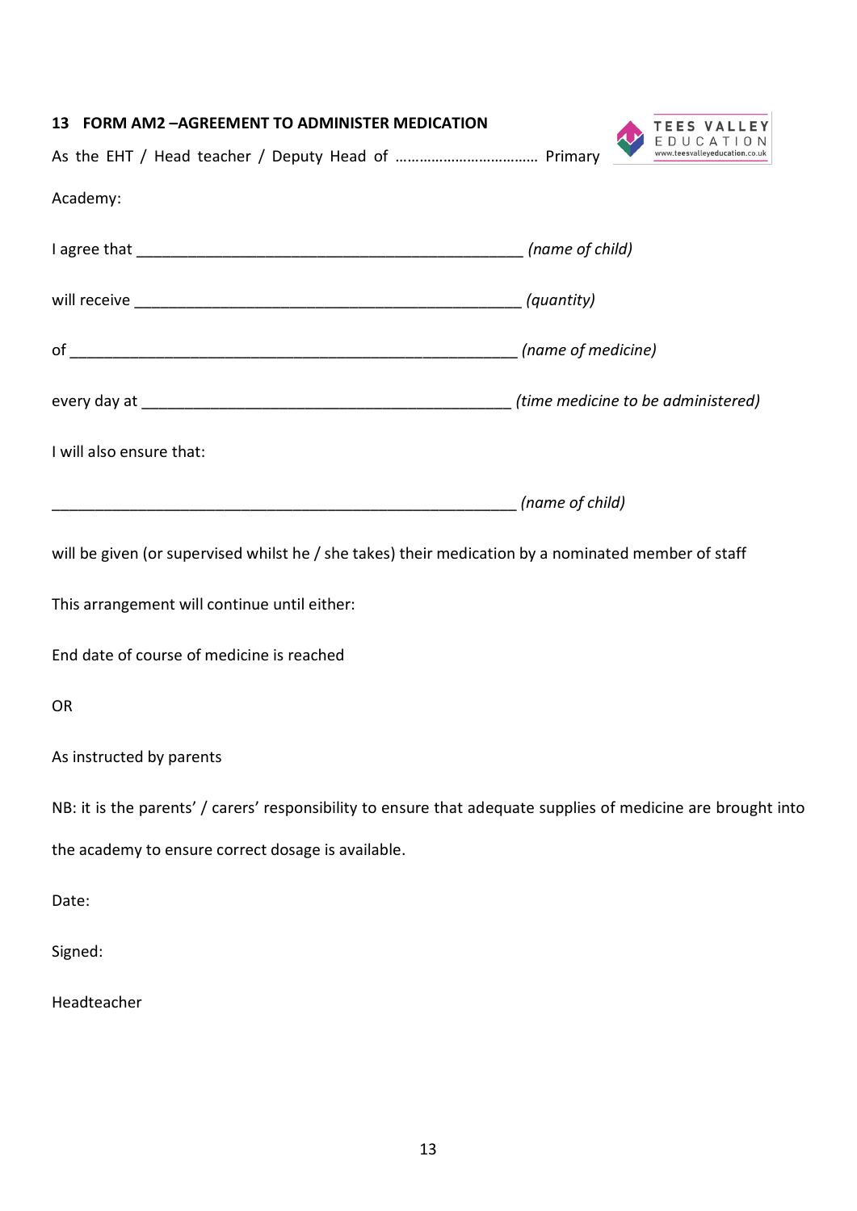## 13 FORM AM2 –AGREEMENT TO ADMINISTER MEDICATION

As the EHT / Head teacher / Deputy Head of ……………………………… Primary Academy:

I agree that _____________________________________________ *(name of child)*

will receive _____________________________________________ *(quantity)*

of ____________________________________________________ *(name of medicine)*

every day at ____________________________________________ *(time medicine to be administered)*

I will also ensure that:

______________________________________________________ *(name of child)*

will be given (or supervised whilst he / she takes) their medication by a nominated member of staff

This arrangement will continue until either:

End date of course of medicine is reached

OR

As instructed by parents

NB: it is the parents' / carers' responsibility to ensure that adequate supplies of medicine are brought into the academy to ensure correct dosage is available.

Date:

Signed:

Headteacher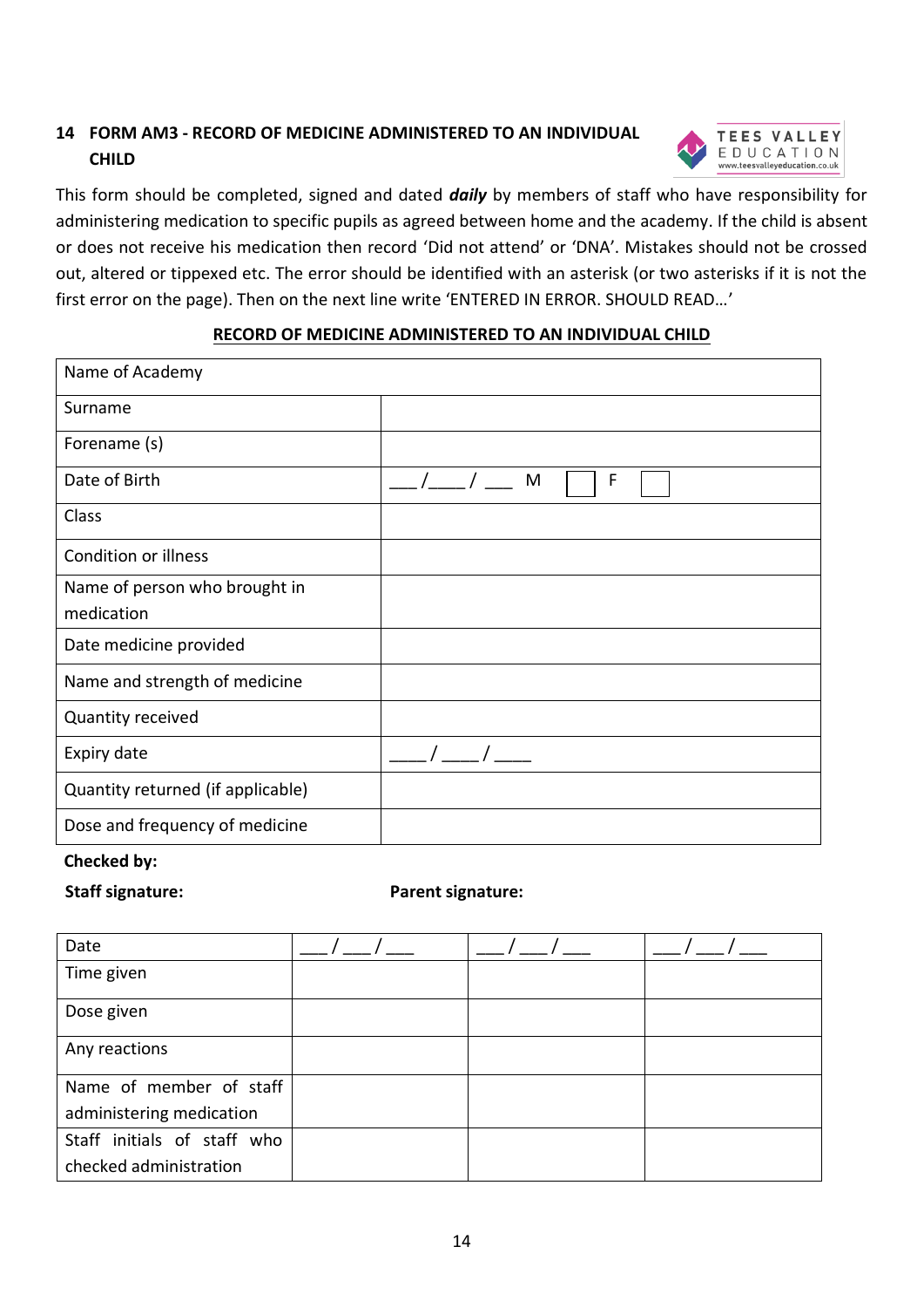## 14 FORM AM3 - RECORD OF MEDICINE ADMINISTERED TO AN INDIVIDUAL CHILD

This form should be completed, signed and dated ***daily*** by members of staff who have responsibility for administering medication to specific pupils as agreed between home and the academy. If the child is absent or does not receive his medication then record 'Did not attend' or 'DNA'. Mistakes should not be crossed out, altered or tippexed etc. The error should be identified with an asterisk (or two asterisks if it is not the first error on the page). Then on the next line write 'ENTERED IN ERROR. SHOULD READ…'

**RECORD OF MEDICINE ADMINISTERED TO AN INDIVIDUAL CHILD**

| Name of Academy | |
|---|---|
| Surname | |
| Forename (s) | |
| Date of Birth | ___/____/ ___ M ☐ F ☐ |
| Class | |
| Condition or illness | |
| Name of person who brought in medication | |
| Date medicine provided | |
| Name and strength of medicine | |
| Quantity received | |
| Expiry date | ____/ ____/ ____ |
| Quantity returned (if applicable) | |
| Dose and frequency of medicine | |

**Checked by:**

**Staff signature:** **Parent signature:**

| Date | ___/___/___ | ___/___/___ | ___/___/___ |
|---|---|---|---|
| Time given | | | |
| Dose given | | | |
| Any reactions | | | |
| Name of member of staff administering medication | | | |
| Staff initials of staff who checked administration | | | |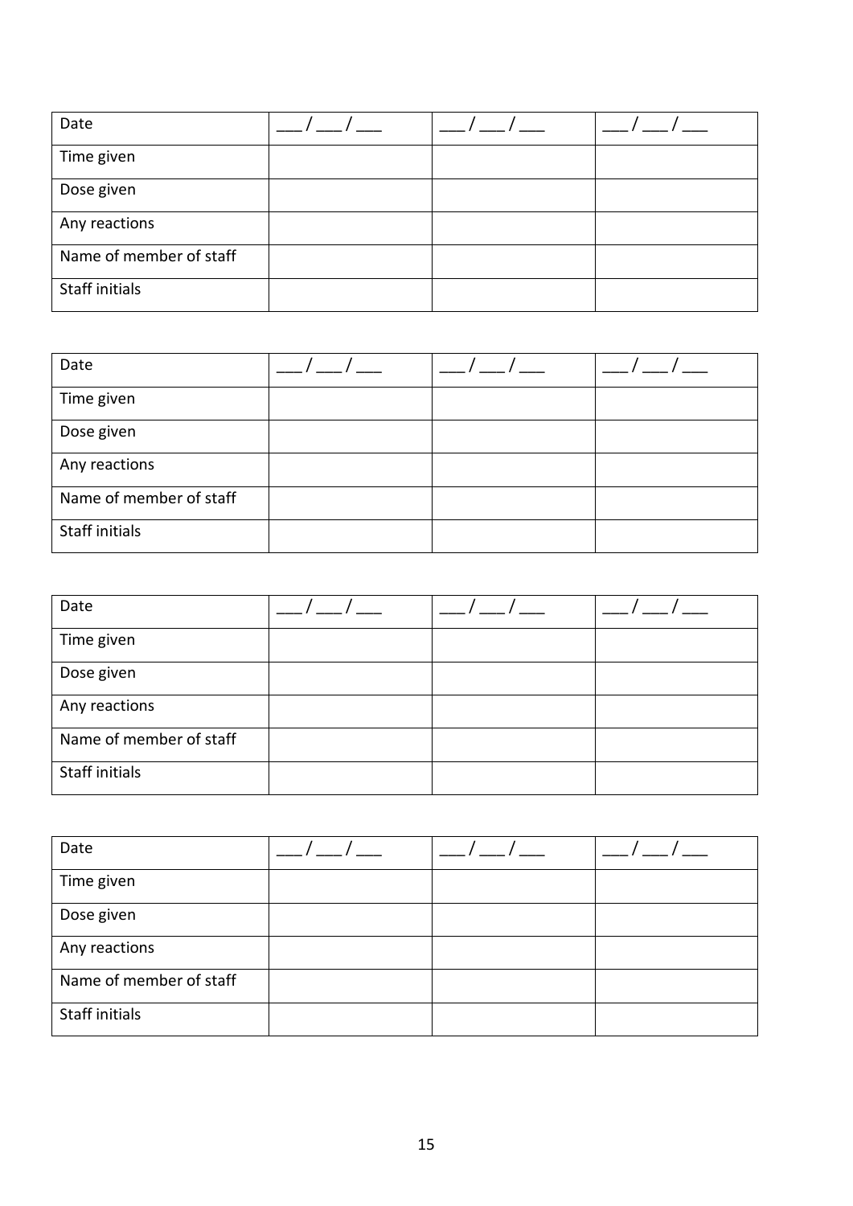| Date | ___ / ___ / ___ | ___ / ___ / ___ | ___ / ___ / ___ |
|---|---|---|---|
| Time given | | | |
| Dose given | | | |
| Any reactions | | | |
| Name of member of staff | | | |
| Staff initials | | | |

| Date | ___ / ___ / ___ | ___ / ___ / ___ | ___ / ___ / ___ |
|---|---|---|---|
| Time given | | | |
| Dose given | | | |
| Any reactions | | | |
| Name of member of staff | | | |
| Staff initials | | | |

| Date | ___ / ___ / ___ | ___ / ___ / ___ | ___ / ___ / ___ |
|---|---|---|---|
| Time given | | | |
| Dose given | | | |
| Any reactions | | | |
| Name of member of staff | | | |
| Staff initials | | | |

| Date | ___ / ___ / ___ | ___ / ___ / ___ | ___ / ___ / ___ |
|---|---|---|---|
| Time given | | | |
| Dose given | | | |
| Any reactions | | | |
| Name of member of staff | | | |
| Staff initials | | | |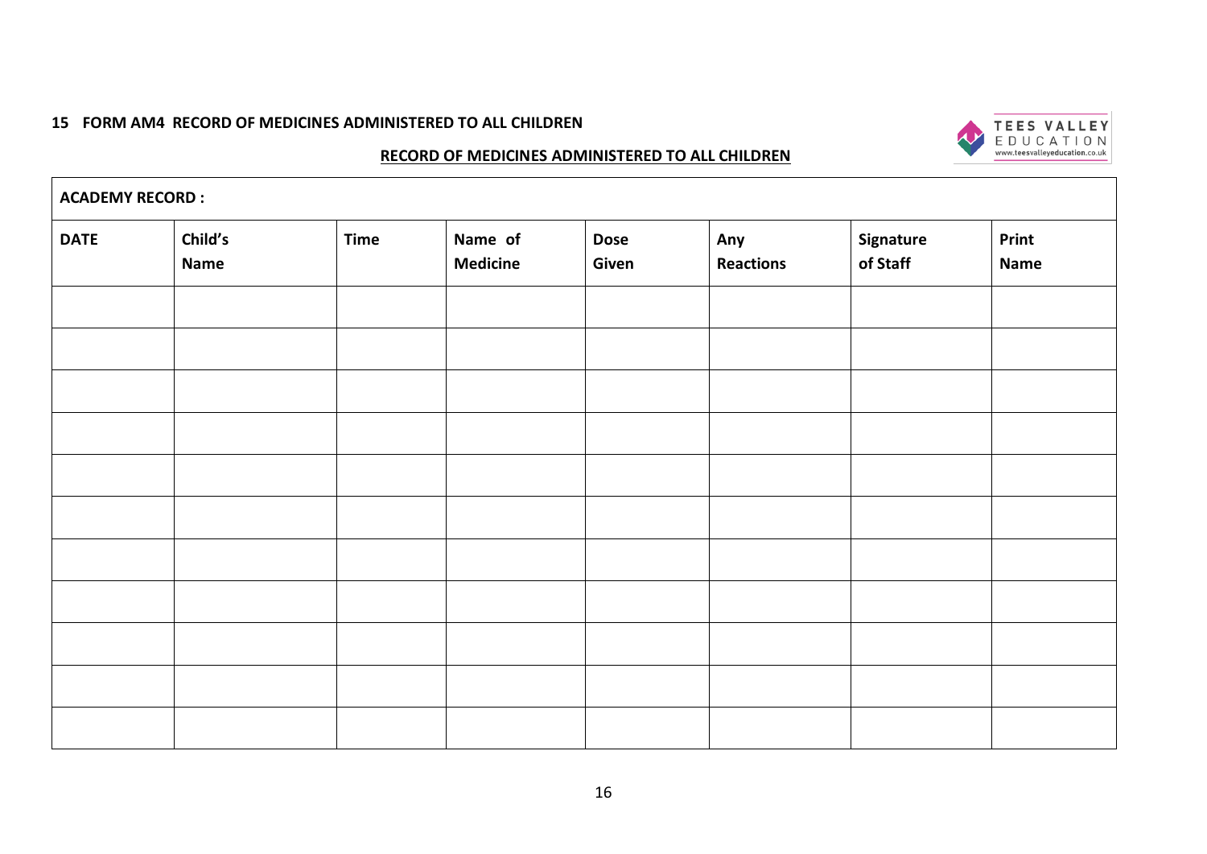**15 FORM AM4 RECORD OF MEDICINES ADMINISTERED TO ALL CHILDREN**

TEES VALLEY EDUCATION
www.teesvalleyeducation.co.uk

**<u>RECORD OF MEDICINES ADMINISTERED TO ALL CHILDREN</u>**

| **ACADEMY RECORD :** | | | | | | | |
|---|---|---|---|---|---|---|---|
| **DATE** | **Child's Name** | **Time** | **Name of Medicine** | **Dose Given** | **Any Reactions** | **Signature of Staff** | **Print Name** |
| | | | | | | | |
| | | | | | | | |
| | | | | | | | |
| | | | | | | | |
| | | | | | | | |
| | | | | | | | |
| | | | | | | | |
| | | | | | | | |
| | | | | | | | |
| | | | | | | | |
| | | | | | | | |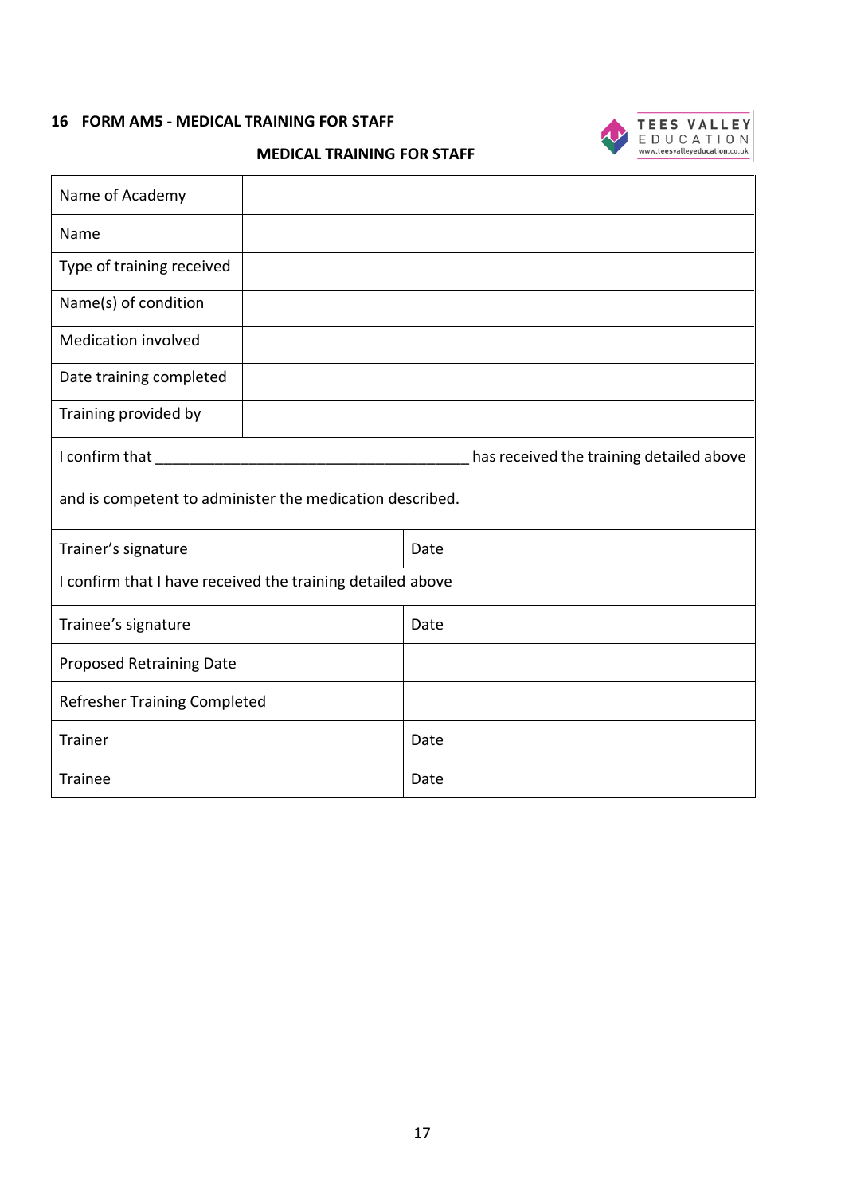**16 FORM AM5 - MEDICAL TRAINING FOR STAFF**

TEES VALLEY EDUCATION
www.teesvalleyeducation.co.uk

**MEDICAL TRAINING FOR STAFF**

| Name of Academy | |
|---|---|
| Name | |
| Type of training received | |
| Name(s) of condition | |
| Medication involved | |
| Date training completed | |
| Training provided by | |

I confirm that ______________________________________ has received the training detailed above and is competent to administer the medication described.

| Trainer's signature | Date |
|---|---|
| I confirm that I have received the training detailed above | |
| Trainee's signature | Date |
| Proposed Retraining Date | |
| Refresher Training Completed | |
| Trainer | Date |
| Trainee | Date |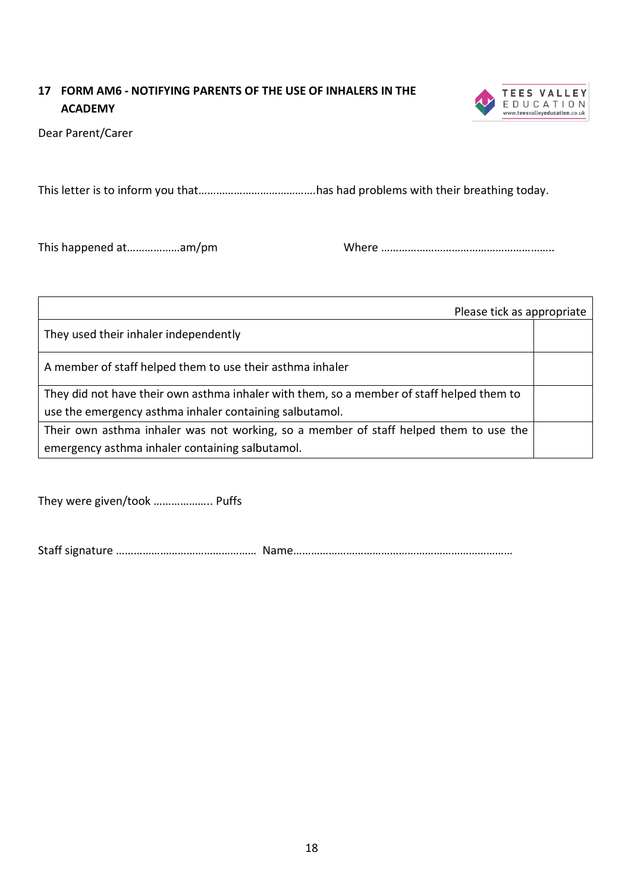## 17 FORM AM6 - NOTIFYING PARENTS OF THE USE OF INHALERS IN THE ACADEMY

Dear Parent/Carer

This letter is to inform you that………………………………….has had problems with their breathing today.

This happened at………………am/pm Where …………………………………………………..

| | Please tick as appropriate |
|---|---|
| They used their inhaler independently | |
| A member of staff helped them to use their asthma inhaler | |
| They did not have their own asthma inhaler with them, so a member of staff helped them to use the emergency asthma inhaler containing salbutamol. | |
| Their own asthma inhaler was not working, so a member of staff helped them to use the emergency asthma inhaler containing salbutamol. | |

They were given/took ……………….. Puffs

Staff signature ………………………………………… Name………………………………………………………………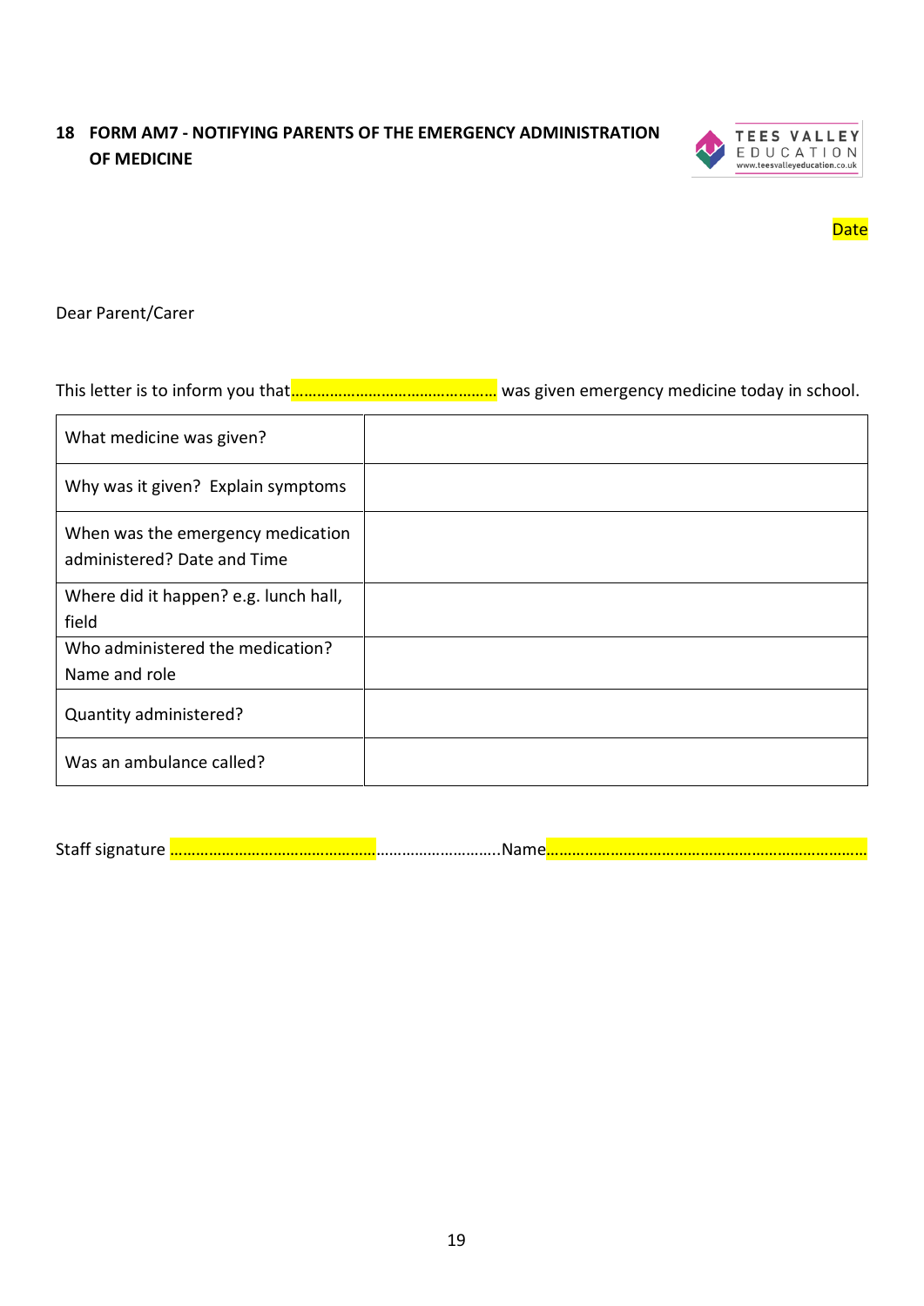## 18 FORM AM7 - NOTIFYING PARENTS OF THE EMERGENCY ADMINISTRATION OF MEDICINE

Date

Dear Parent/Carer

This letter is to inform you that……………………………………………. was given emergency medicine today in school.

| | |
|---|---|
| What medicine was given? | |
| Why was it given? Explain symptoms | |
| When was the emergency medication administered? Date and Time | |
| Where did it happen? e.g. lunch hall, field | |
| Who administered the medication? Name and role | |
| Quantity administered? | |
| Was an ambulance called? | |

Staff signature …………………………………………………………………………..Name……………………………………………………………………….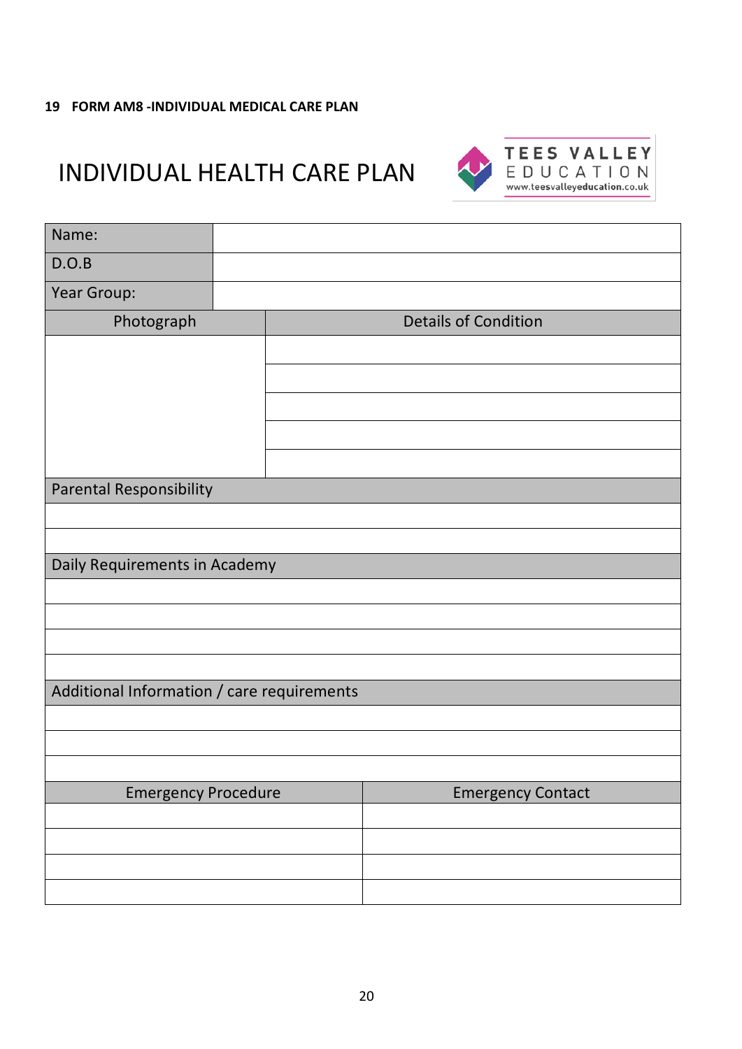**19 FORM AM8 -INDIVIDUAL MEDICAL CARE PLAN**

# INDIVIDUAL HEALTH CARE PLAN

TEES VALLEY EDUCATION
www.teesvalleyeducation.co.uk

| Name: | |
|---|---|
| D.O.B | |
| Year Group: | |

| Photograph | Details of Condition |
|---|---|
| | |
| | |
| | |
| | |
| | |

| Parental Responsibility |
|---|
| |
| |

| Daily Requirements in Academy |
|---|
| |
| |
| |
| |

| Additional Information / care requirements |
|---|
| |
| |
| |

| Emergency Procedure | Emergency Contact |
|---|---|
| | |
| | |
| | |
| | |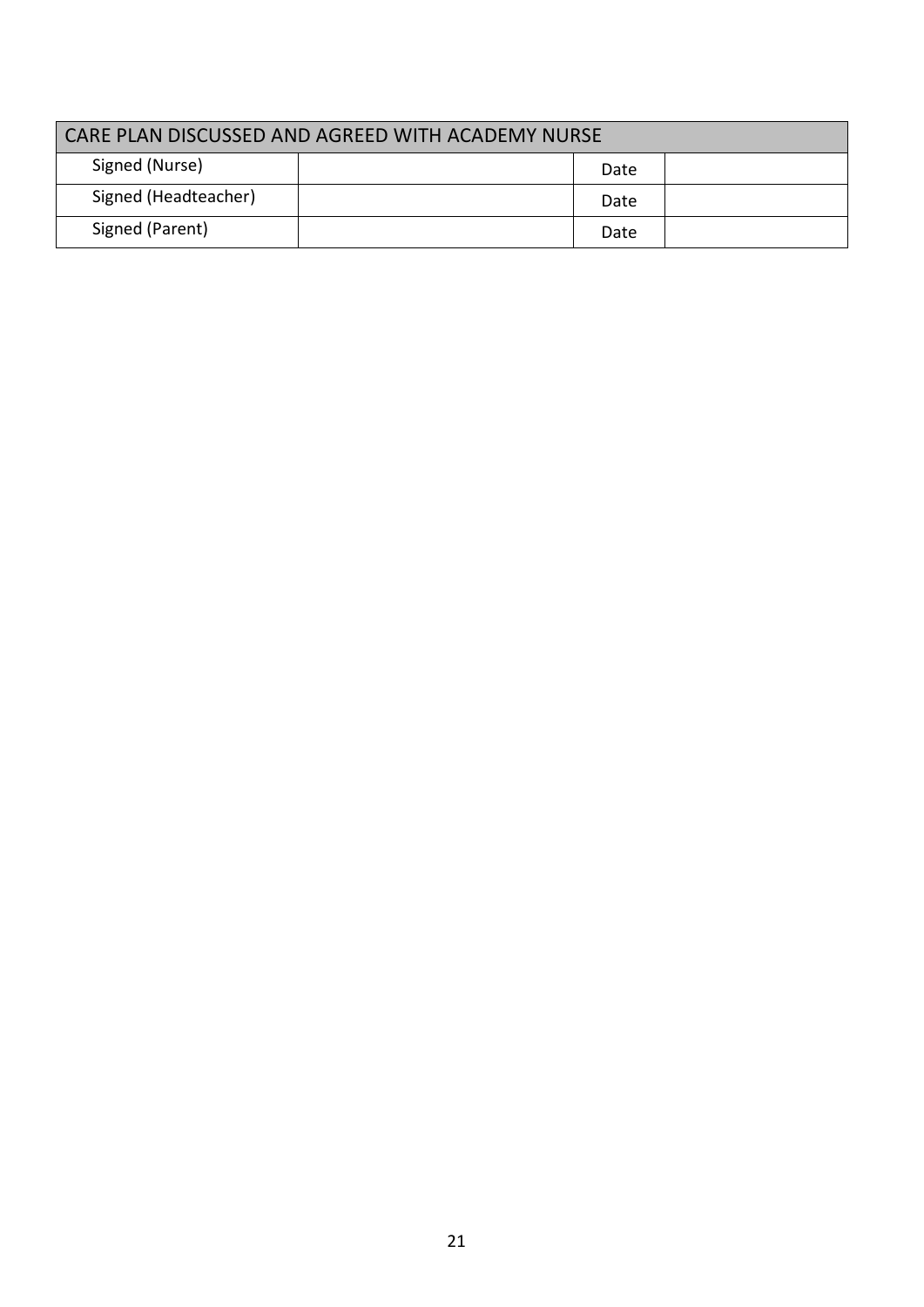| CARE PLAN DISCUSSED AND AGREED WITH ACADEMY NURSE | | | |
|---|---|---|---|
| Signed (Nurse) | | Date | |
| Signed (Headteacher) | | Date | |
| Signed (Parent) | | Date | |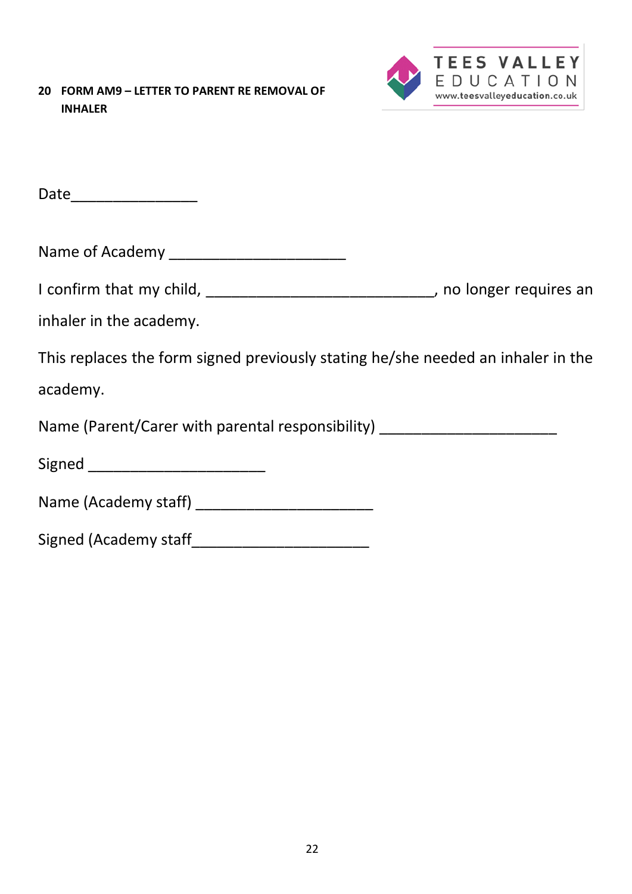## 20 FORM AM9 – LETTER TO PARENT RE REMOVAL OF INHALER

TEES VALLEY EDUCATION
www.teesvalleyeducation.co.uk

Date_______________

Name of Academy _____________________

I confirm that my child, ___________________________, no longer requires an inhaler in the academy.

This replaces the form signed previously stating he/she needed an inhaler in the academy.

Name (Parent/Carer with parental responsibility) _____________________

Signed _____________________

Name (Academy staff) _____________________

Signed (Academy staff_____________________